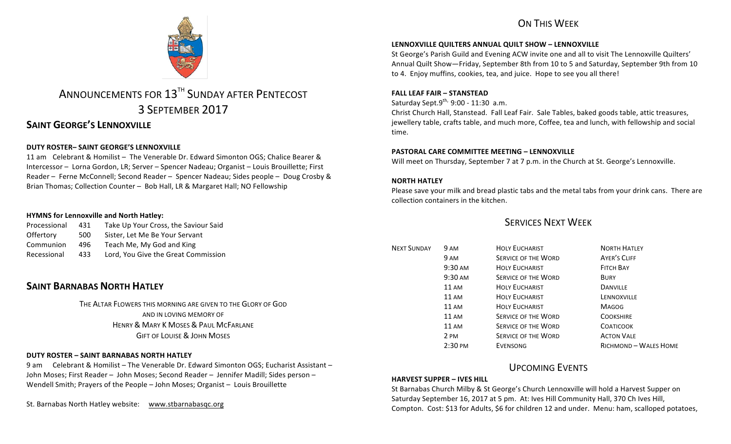# ANNOUNCEMENTS FOR 13TH SUNDAY AFTER PENTECOST
# 3 SEPTEMBER 2017

## SAINT GEORGE'S LENNOXVILLE

**DUTY ROSTER– SAINT GEORGE'S LENNOXVILLE**

11 am Celebrant & Homilist – The Venerable Dr. Edward Simonton OGS; Chalice Bearer & Intercessor – Lorna Gordon, LR; Server – Spencer Nadeau; Organist – Louis Brouillette; First Reader – Ferne McConnell; Second Reader – Spencer Nadeau; Sides people – Doug Crosby & Brian Thomas; Collection Counter – Bob Hall, LR & Margaret Hall; NO Fellowship

**HYMNS for Lennoxville and North Hatley:**

| | | |
|---|---|---|
| Processional | 431 | Take Up Your Cross, the Saviour Said |
| Offertory | 500 | Sister, Let Me Be Your Servant |
| Communion | 496 | Teach Me, My God and King |
| Recessional | 433 | Lord, You Give the Great Commission |

## SAINT BARNABAS NORTH HATLEY

THE ALTAR FLOWERS THIS MORNING ARE GIVEN TO THE GLORY OF GOD
AND IN LOVING MEMORY OF
HENRY & MARY K MOSES & PAUL MCFARLANE
GIFT OF LOUISE & JOHN MOSES

**DUTY ROSTER – SAINT BARNABAS NORTH HATLEY**

9 am Celebrant & Homilist – The Venerable Dr. Edward Simonton OGS; Eucharist Assistant – John Moses; First Reader – John Moses; Second Reader – Jennifer Madill; Sides person – Wendell Smith; Prayers of the People – John Moses; Organist – Louis Brouillette

St. Barnabas North Hatley website: www.stbarnabasqc.org

## ON THIS WEEK

**LENNOXVILLE QUILTERS ANNUAL QUILT SHOW – LENNOXVILLE**

St George's Parish Guild and Evening ACW invite one and all to visit The Lennoxville Quilters' Annual Quilt Show—Friday, September 8th from 10 to 5 and Saturday, September 9th from 10 to 4. Enjoy muffins, cookies, tea, and juice. Hope to see you all there!

**FALL LEAF FAIR – STANSTEAD**

Saturday Sept.9th, 9:00 - 11:30 a.m.

Christ Church Hall, Stanstead. Fall Leaf Fair. Sale Tables, baked goods table, attic treasures, jewellery table, crafts table, and much more, Coffee, tea and lunch, with fellowship and social time.

**PASTORAL CARE COMMITTEE MEETING – LENNOXVILLE**

Will meet on Thursday, September 7 at 7 p.m. in the Church at St. George's Lennoxville.

**NORTH HATLEY**

Please save your milk and bread plastic tabs and the metal tabs from your drink cans. There are collection containers in the kitchen.

## SERVICES NEXT WEEK

| | | | |
|---|---|---|---|
| NEXT SUNDAY | 9 AM | HOLY EUCHARIST | NORTH HATLEY |
| | 9 AM | SERVICE OF THE WORD | AYER'S CLIFF |
| | 9:30 AM | HOLY EUCHARIST | FITCH BAY |
| | 9:30 AM | SERVICE OF THE WORD | BURY |
| | 11 AM | HOLY EUCHARIST | DANVILLE |
| | 11 AM | HOLY EUCHARIST | LENNOXVILLE |
| | 11 AM | HOLY EUCHARIST | MAGOG |
| | 11 AM | SERVICE OF THE WORD | COOKSHIRE |
| | 11 AM | SERVICE OF THE WORD | COATICOOK |
| | 2 PM | SERVICE OF THE WORD | ACTON VALE |
| | 2:30 PM | EVENSONG | RICHMOND – WALES HOME |

## UPCOMING EVENTS

**HARVEST SUPPER – IVES HILL**

St Barnabas Church Milby & St George's Church Lennoxville will hold a Harvest Supper on Saturday September 16, 2017 at 5 pm. At: Ives Hill Community Hall, 370 Ch Ives Hill, Compton. Cost: $13 for Adults, $6 for children 12 and under. Menu: ham, scalloped potatoes,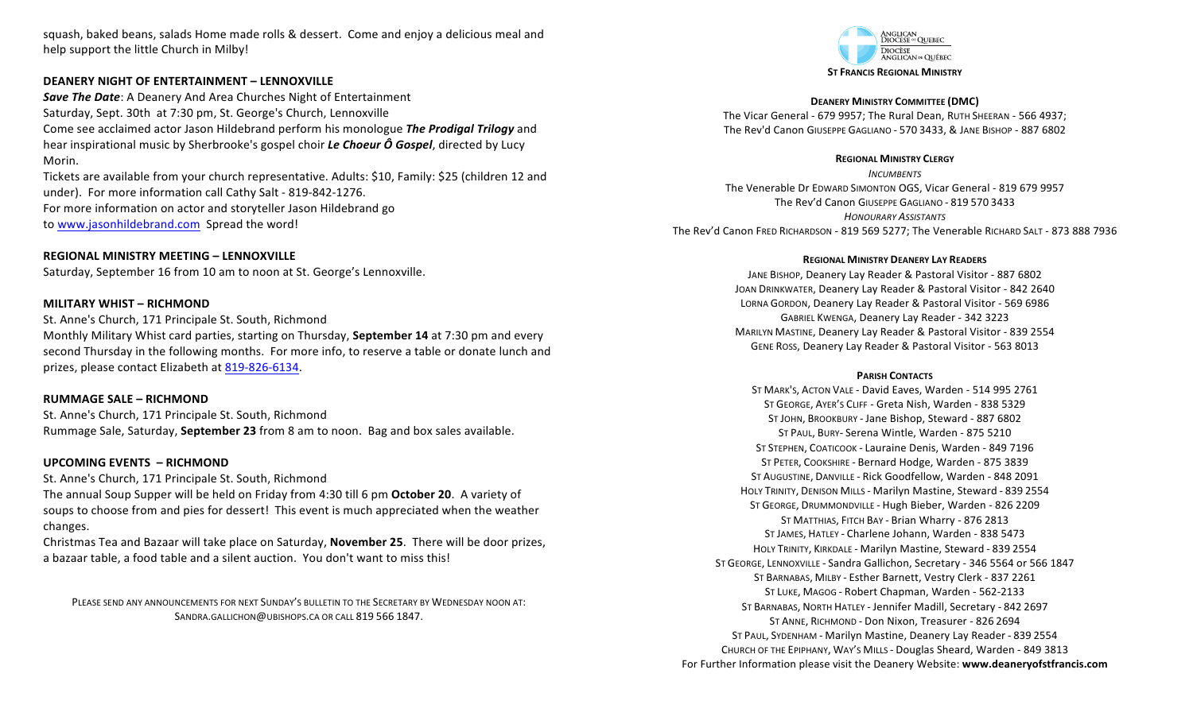squash, baked beans, salads Home made rolls & dessert. Come and enjoy a delicious meal and help support the little Church in Milby!

**DEANERY NIGHT OF ENTERTAINMENT – LENNOXVILLE**

***Save The Date***: A Deanery And Area Churches Night of Entertainment
Saturday, Sept. 30th at 7:30 pm, St. George's Church, Lennoxville
Come see acclaimed actor Jason Hildebrand perform his monologue ***The Prodigal Trilogy*** and hear inspirational music by Sherbrooke's gospel choir ***Le Choeur Ô Gospel***, directed by Lucy Morin.
Tickets are available from your church representative. Adults: $10, Family: $25 (children 12 and under). For more information call Cathy Salt - 819-842-1276.
For more information on actor and storyteller Jason Hildebrand go to www.jasonhildebrand.com Spread the word!

**REGIONAL MINISTRY MEETING – LENNOXVILLE**

Saturday, September 16 from 10 am to noon at St. George's Lennoxville.

**MILITARY WHIST – RICHMOND**

St. Anne's Church, 171 Principale St. South, Richmond
Monthly Military Whist card parties, starting on Thursday, **September 14** at 7:30 pm and every second Thursday in the following months. For more info, to reserve a table or donate lunch and prizes, please contact Elizabeth at 819-826-6134.

**RUMMAGE SALE – RICHMOND**

St. Anne's Church, 171 Principale St. South, Richmond
Rummage Sale, Saturday, **September 23** from 8 am to noon. Bag and box sales available.

**UPCOMING EVENTS – RICHMOND**

St. Anne's Church, 171 Principale St. South, Richmond
The annual Soup Supper will be held on Friday from 4:30 till 6 pm **October 20**. A variety of soups to choose from and pies for dessert! This event is much appreciated when the weather changes.
Christmas Tea and Bazaar will take place on Saturday, **November 25**. There will be door prizes, a bazaar table, a food table and a silent auction. You don't want to miss this!

PLEASE SEND ANY ANNOUNCEMENTS FOR NEXT SUNDAY'S BULLETIN TO THE SECRETARY BY WEDNESDAY NOON AT: SANDRA.GALLICHON@UBISHOPS.CA OR CALL 819 566 1847.

ANGLICAN DIOCESE OF QUEBEC
DIOCÈSE ANGLICAN DE QUÉBEC

**ST FRANCIS REGIONAL MINISTRY**

**DEANERY MINISTRY COMMITTEE (DMC)**

The Vicar General - 679 9957; The Rural Dean, RUTH SHEERAN - 566 4937;
The Rev'd Canon GIUSEPPE GAGLIANO - 570 3433, & JANE BISHOP - 887 6802

**REGIONAL MINISTRY CLERGY**

*INCUMBENTS*
The Venerable Dr EDWARD SIMONTON OGS, Vicar General - 819 679 9957
The Rev'd Canon GIUSEPPE GAGLIANO - 819 570 3433
*HONOURARY ASSISTANTS*
The Rev'd Canon FRED RICHARDSON - 819 569 5277; The Venerable RICHARD SALT - 873 888 7936

**REGIONAL MINISTRY DEANERY LAY READERS**

JANE BISHOP, Deanery Lay Reader & Pastoral Visitor - 887 6802
JOAN DRINKWATER, Deanery Lay Reader & Pastoral Visitor - 842 2640
LORNA GORDON, Deanery Lay Reader & Pastoral Visitor - 569 6986
GABRIEL KWENGA, Deanery Lay Reader - 342 3223
MARILYN MASTINE, Deanery Lay Reader & Pastoral Visitor - 839 2554
GENE ROSS, Deanery Lay Reader & Pastoral Visitor - 563 8013

**PARISH CONTACTS**

ST MARK'S, ACTON VALE - David Eaves, Warden - 514 995 2761
ST GEORGE, AYER'S CLIFF - Greta Nish, Warden - 838 5329
ST JOHN, BROOKBURY - Jane Bishop, Steward - 887 6802
ST PAUL, BURY- Serena Wintle, Warden - 875 5210
ST STEPHEN, COATICOOK - Lauraine Denis, Warden - 849 7196
ST PETER, COOKSHIRE - Bernard Hodge, Warden - 875 3839
ST AUGUSTINE, DANVILLE - Rick Goodfellow, Warden - 848 2091
HOLY TRINITY, DENISON MILLS - Marilyn Mastine, Steward - 839 2554
ST GEORGE, DRUMMONDVILLE - Hugh Bieber, Warden - 826 2209
ST MATTHIAS, FITCH BAY - Brian Wharry - 876 2813
ST JAMES, HATLEY - Charlene Johann, Warden - 838 5473
HOLY TRINITY, KIRKDALE - Marilyn Mastine, Steward - 839 2554
ST GEORGE, LENNOXVILLE - Sandra Gallichon, Secretary - 346 5564 or 566 1847
ST BARNABAS, MILBY - Esther Barnett, Vestry Clerk - 837 2261
ST LUKE, MAGOG - Robert Chapman, Warden - 562-2133
ST BARNABAS, NORTH HATLEY - Jennifer Madill, Secretary - 842 2697
ST ANNE, RICHMOND - Don Nixon, Treasurer - 826 2694
ST PAUL, SYDENHAM - Marilyn Mastine, Deanery Lay Reader - 839 2554
CHURCH OF THE EPIPHANY, WAY'S MILLS - Douglas Sheard, Warden - 849 3813
For Further Information please visit the Deanery Website: **www.deaneryofstfrancis.com**